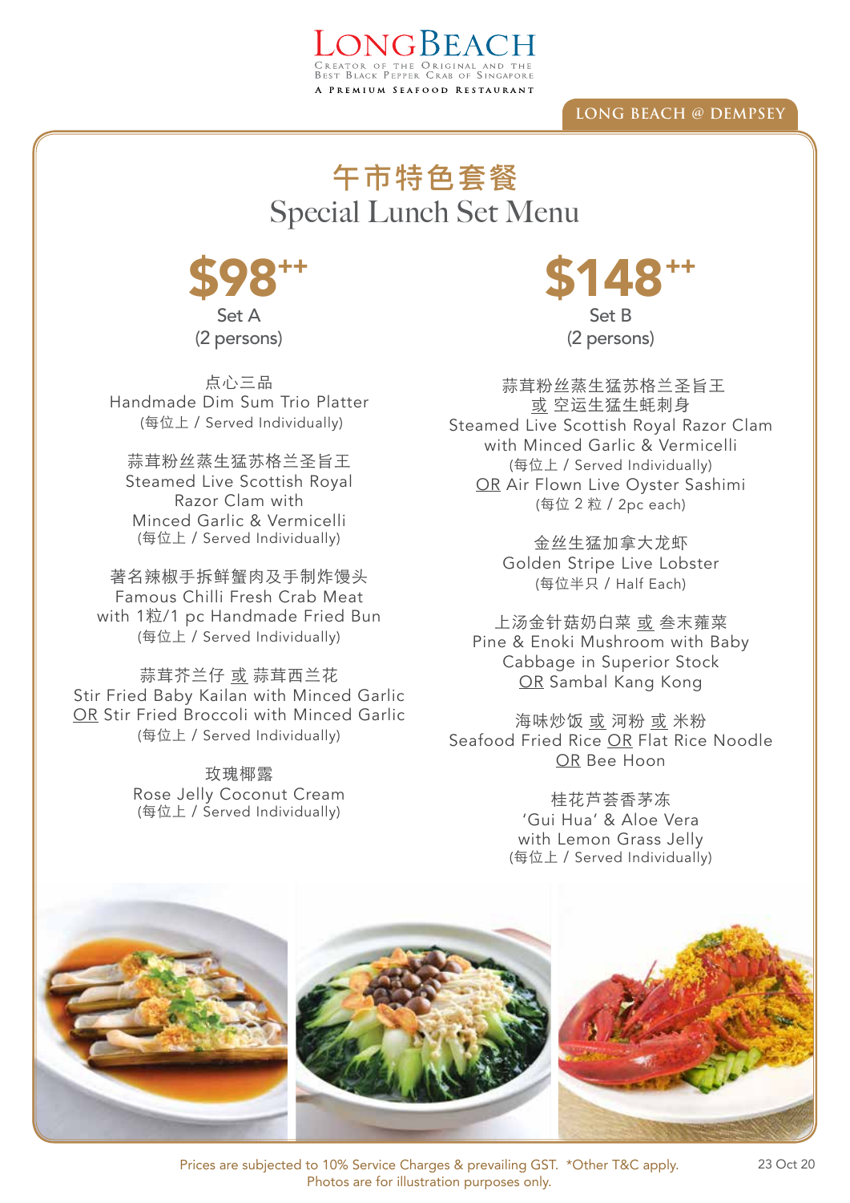LONGBEACH

Creator of the Original and the Best Black Pepper Crab of Singapore

A Premium Seafood Restaurant

LONG BEACH @ DEMPSEY

# 午市特色套餐
# Special Lunch Set Menu

## $98++
Set A
(2 persons)

点心三品
Handmade Dim Sum Trio Platter
(每位上 / Served Individually)

蒜茸粉丝蒸生猛苏格兰圣旨王
Steamed Live Scottish Royal Razor Clam with Minced Garlic & Vermicelli
(每位上 / Served Individually)

著名辣椒手拆鲜蟹肉及手制炸馒头
Famous Chilli Fresh Crab Meat with 1粒/1 pc Handmade Fried Bun
(每位上 / Served Individually)

蒜茸芥兰仔 或 蒜茸西兰花
Stir Fried Baby Kailan with Minced Garlic
OR Stir Fried Broccoli with Minced Garlic
(每位上 / Served Individually)

玫瑰椰露
Rose Jelly Coconut Cream
(每位上 / Served Individually)

## $148++
Set B
(2 persons)

蒜茸粉丝蒸生猛苏格兰圣旨王
或 空运生猛生蚝刺身
Steamed Live Scottish Royal Razor Clam with Minced Garlic & Vermicelli
(每位上 / Served Individually)
OR Air Flown Live Oyster Sashimi
(每位 2 粒 / 2pc each)

金丝生猛加拿大龙虾
Golden Stripe Live Lobster
(每位半只 / Half Each)

上汤金针菇奶白菜 或 叁末蕹菜
Pine & Enoki Mushroom with Baby Cabbage in Superior Stock
OR Sambal Kang Kong

海味炒饭 或 河粉 或 米粉
Seafood Fried Rice OR Flat Rice Noodle
OR Bee Hoon

桂花芦荟香茅冻
'Gui Hua' & Aloe Vera with Lemon Grass Jelly
(每位上 / Served Individually)

Prices are subjected to 10% Service Charges & prevailing GST. *Other T&C apply.
Photos are for illustration purposes only.

23 Oct 20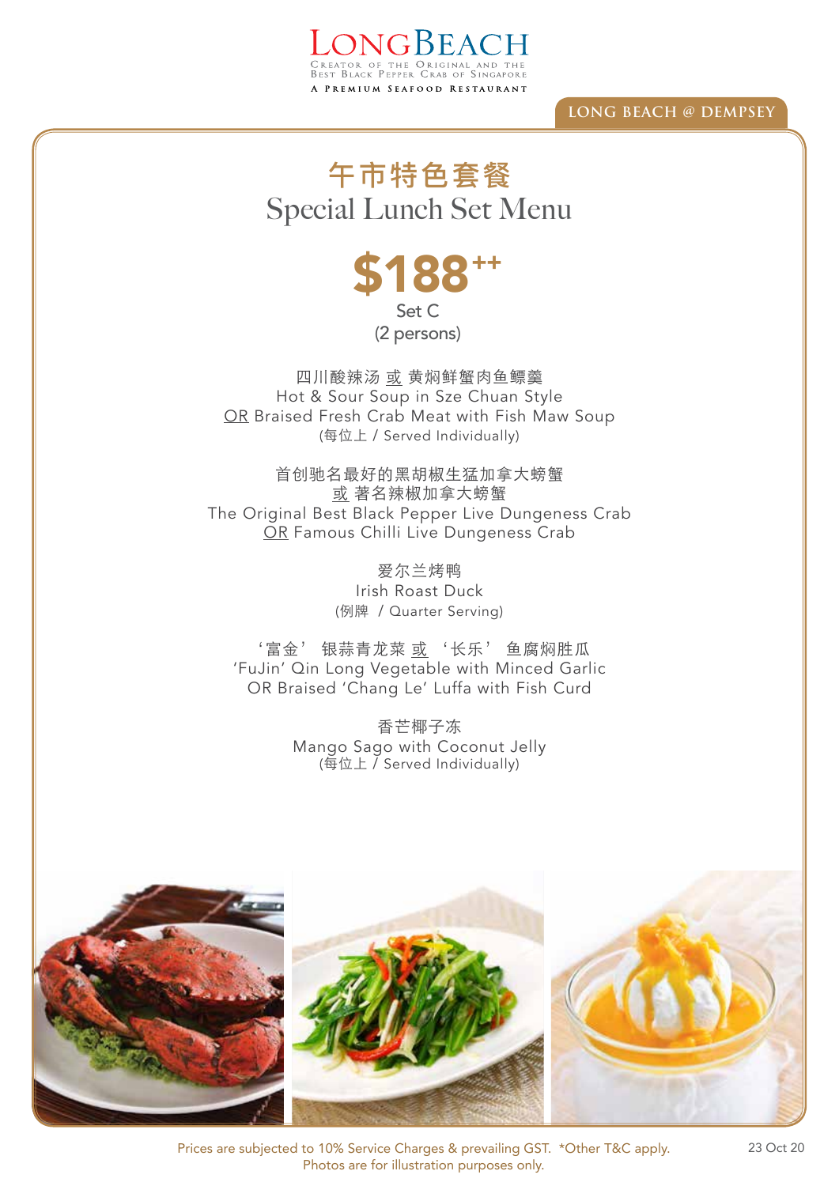LONGBEACH
Creator of the Original and the Best Black Pepper Crab of Singapore
A Premium Seafood Restaurant

LONG BEACH @ DEMPSEY

# 午市特色套餐
# Special Lunch Set Menu

## $188++

Set C
(2 persons)

四川酸辣汤 或 黄焖鲜蟹肉鱼鳔羹
Hot & Sour Soup in Sze Chuan Style
OR Braised Fresh Crab Meat with Fish Maw Soup
(每位上 / Served Individually)

首创驰名最好的黑胡椒生猛加拿大螃蟹
或 著名辣椒加拿大螃蟹
The Original Best Black Pepper Live Dungeness Crab
OR Famous Chilli Live Dungeness Crab

爱尔兰烤鸭
Irish Roast Duck
(例牌 / Quarter Serving)

'富金' 银蒜青龙菜 或 '长乐' 鱼腐焖胜瓜
'FuJin' Qin Long Vegetable with Minced Garlic
OR Braised 'Chang Le' Luffa with Fish Curd

香芒椰子冻
Mango Sago with Coconut Jelly
(每位上 / Served Individually)

Prices are subjected to 10% Service Charges & prevailing GST. *Other T&C apply.
Photos are for illustration purposes only.

23 Oct 20